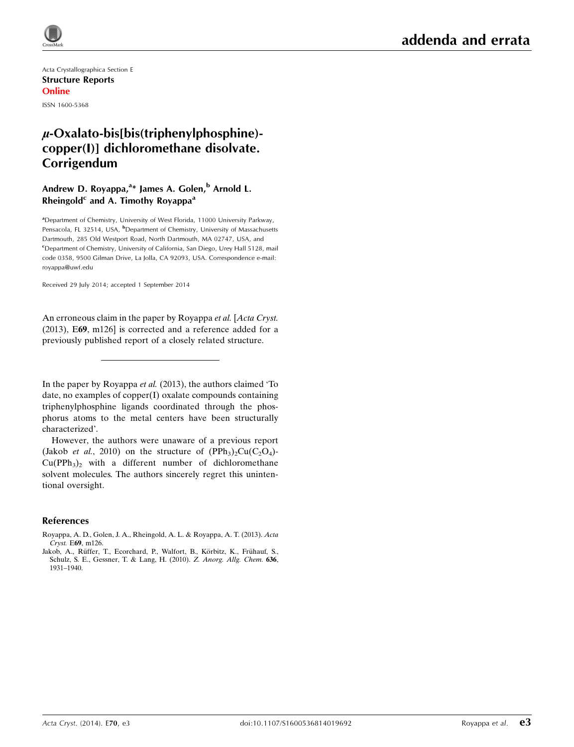Acta Crystallographica Section E

**Structure Reports Online**

ISSN 1600-5368

# *μ*-Oxalato-bis[bis(triphenylphosphine)-copper(I)] dichloromethane disolvate. Corrigendum

**Andrew D. Royappa,[a]* James A. Golen,[b] Arnold L. Rheingold[c] and A. Timothy Royappa[a]**

[a]Department of Chemistry, University of West Florida, 11000 University Parkway, Pensacola, FL 32514, USA, [b]Department of Chemistry, University of Massachusetts Dartmouth, 285 Old Westport Road, North Dartmouth, MA 02747, USA, and [c]Department of Chemistry, University of California, San Diego, Urey Hall 5128, mail code 0358, 9500 Gilman Drive, La Jolla, CA 92093, USA. Correspondence e-mail: royappa@uwf.edu

Received 29 July 2014; accepted 1 September 2014

An erroneous claim in the paper by Royappa *et al.* [*Acta Cryst.* (2013), **E69**, m126] is corrected and a reference added for a previously published report of a closely related structure.

---

In the paper by Royappa *et al.* (2013), the authors claimed 'To date, no examples of copper(I) oxalate compounds containing triphenylphosphine ligands coordinated through the phosphorus atoms to the metal centers have been structurally characterized'.

However, the authors were unaware of a previous report (Jakob *et al.*, 2010) on the structure of $(PPh_3)_2Cu(C_2O_4)$-$Cu(PPh_3)_2$ with a different number of dichloromethane solvent molecules. The authors sincerely regret this unintentional oversight.

## References

Royappa, A. D., Golen, J. A., Rheingold, A. L. & Royappa, A. T. (2013). *Acta Cryst.* E**69**, m126.

Jakob, A., Rüffer, T., Ecorchard, P., Walfort, B., Körbitz, K., Frühauf, S., Schulz, S. E., Gessner, T. & Lang, H. (2010). *Z. Anorg. Allg. Chem.* **636**, 1931–1940.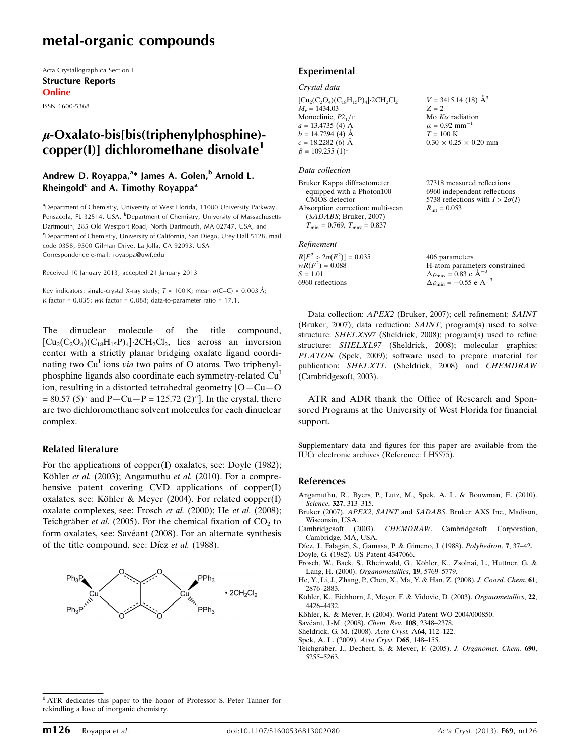# metal-organic compounds

Acta Crystallographica Section E
**Structure Reports**
**Online**

ISSN 1600-5368

# *μ*-Oxalato-bis[bis(triphenylphosphine)-copper(I)] dichloromethane disolvate[1]

**Andrew D. Royappa,[a]* James A. Golen,[b] Arnold L. Rheingold[c] and A. Timothy Royappa[a]**

[a]Department of Chemistry, University of West Florida, 11000 University Parkway, Pensacola, FL 32514, USA, [b]Department of Chemistry, University of Massachusetts Dartmouth, 285 Old Westport Road, North Dartmouth, MA 02747, USA, and [c]Department of Chemistry, University of California, San Diego, Urey Hall 5128, mail code 0358, 9500 Gilman Drive, La Jolla, CA 92093, USA
Correspondence e-mail: royappa@uwf.edu

Received 10 January 2013; accepted 21 January 2013

Key indicators: single-crystal X-ray study; $T$ = 100 K; mean $\sigma$(C–C) = 0.003 Å; $R$ factor = 0.035; $wR$ factor = 0.088; data-to-parameter ratio = 17.1.

The dinuclear molecule of the title compound, $[Cu_2(C_2O_4)(C_{18}H_{15}P)_4]\cdot 2CH_2Cl_2$, lies across an inversion center with a strictly planar bridging oxalate ligand coordinating two $Cu^I$ ions *via* two pairs of O atoms. Two triphenylphosphine ligands also coordinate each symmetry-related $Cu^I$ ion, resulting in a distorted tetrahedral geometry [O—Cu—O = 80.57 (5)° and P—Cu—P = 125.72 (2)°]. In the crystal, there are two dichloromethane solvent molecules for each dinuclear complex.

## Related literature

For the applications of copper(I) oxalates, see: Doyle (1982); Köhler *et al.* (2003); Angamuthu *et al.* (2010). For a comprehensive patent covering CVD applications of copper(I) oxalates, see: Köhler & Meyer (2004). For related copper(I) oxalate complexes, see: Frosch *et al.* (2000); He *et al.* (2008); Teichgräber *et al.* (2005). For the chemical fixation of $CO_2$ to form oxalates, see: Savéant (2008). For an alternate synthesis of the title compound, see: Díez *et al.* (1988).

## Experimental

### Crystal data

$[Cu_2(C_2O_4)(C_{18}H_{15}P)_4]\cdot 2CH_2Cl_2$
$M_r$ = 1434.03
Monoclinic, $P2_1/c$
$a$ = 13.4735 (4) Å
$b$ = 14.7294 (4) Å
$c$ = 18.2282 (6) Å
$\beta$ = 109.255 (1)°
$V$ = 3415.14 (18) Å$^3$
$Z$ = 2
Mo $K\alpha$ radiation
$\mu$ = 0.92 mm$^{-1}$
$T$ = 100 K
0.30 × 0.25 × 0.20 mm

### Data collection

Bruker Kappa diffractometer equipped with a Photon100 CMOS detector
Absorption correction: multi-scan (*SADABS*; Bruker, 2007)
$T_{min}$ = 0.769, $T_{max}$ = 0.837
27318 measured reflections
6960 independent reflections
5738 reflections with $I > 2\sigma(I)$
$R_{int}$ = 0.053

### Refinement

$R[F^2 > 2\sigma(F^2)]$ = 0.035
$wR(F^2)$ = 0.088
$S$ = 1.01
6960 reflections
406 parameters
H-atom parameters constrained
$\Delta\rho_{max}$ = 0.83 e Å$^{-3}$
$\Delta\rho_{min}$ = −0.55 e Å$^{-3}$

Data collection: *APEX2* (Bruker, 2007); cell refinement: *SAINT* (Bruker, 2007); data reduction: *SAINT*; program(s) used to solve structure: *SHELXS97* (Sheldrick, 2008); program(s) used to refine structure: *SHELXL97* (Sheldrick, 2008); molecular graphics: *PLATON* (Spek, 2009); software used to prepare material for publication: *SHELXTL* (Sheldrick, 2008) and *CHEMDRAW* (Cambridgesoft, 2003).

ATR and ADR thank the Office of Research and Sponsored Programs at the University of West Florida for financial support.

Supplementary data and figures for this paper are available from the IUCr electronic archives (Reference: LH5575).

## References

Angamuthu, R., Byers, P., Lutz, M., Spek, A. L. & Bouwman, E. (2010). *Science*, **327**, 313–315.
Bruker (2007). *APEX2*, *SAINT* and *SADABS*. Bruker AXS Inc., Madison, Wisconsin, USA.
Cambridgesoft (2003). *CHEMDRAW*. Cambridgesoft Corporation, Cambridge, MA, USA.
Díez, J., Falagán, S., Gamasa, P. & Gimeno, J. (1988). *Polyhedron*, **7**, 37–42.
Doyle, G. (1982). US Patent 4347066.
Frosch, W., Back, S., Rheinwald, G., Köhler, K., Zsolnai, L., Huttner, G. & Lang, H. (2000). *Organometallics*, **19**, 5769–5779.
He, Y., Li, J., Zhang, P., Chen, X., Ma, Y. & Han, Z. (2008). *J. Coord. Chem.* **61**, 2876–2883.
Köhler, K., Eichhorn, J., Meyer, F. & Vidovic, D. (2003). *Organometallics*, **22**, 4426–4432.
Köhler, K. & Meyer, F. (2004). World Patent WO 2004/000850.
Savéant, J.-M. (2008). *Chem. Rev.* **108**, 2348–2378.
Sheldrick, G. M. (2008). *Acta Cryst.* A**64**, 112–122.
Spek, A. L. (2009). *Acta Cryst.* D**65**, 148–155.
Teichgräber, J., Dechert, S. & Meyer, F. (2005). *J. Organomet. Chem.* **690**, 5255–5263.

[1] ATR dedicates this paper to the honor of Professor S. Peter Tanner for rekindling a love of inorganic chemistry.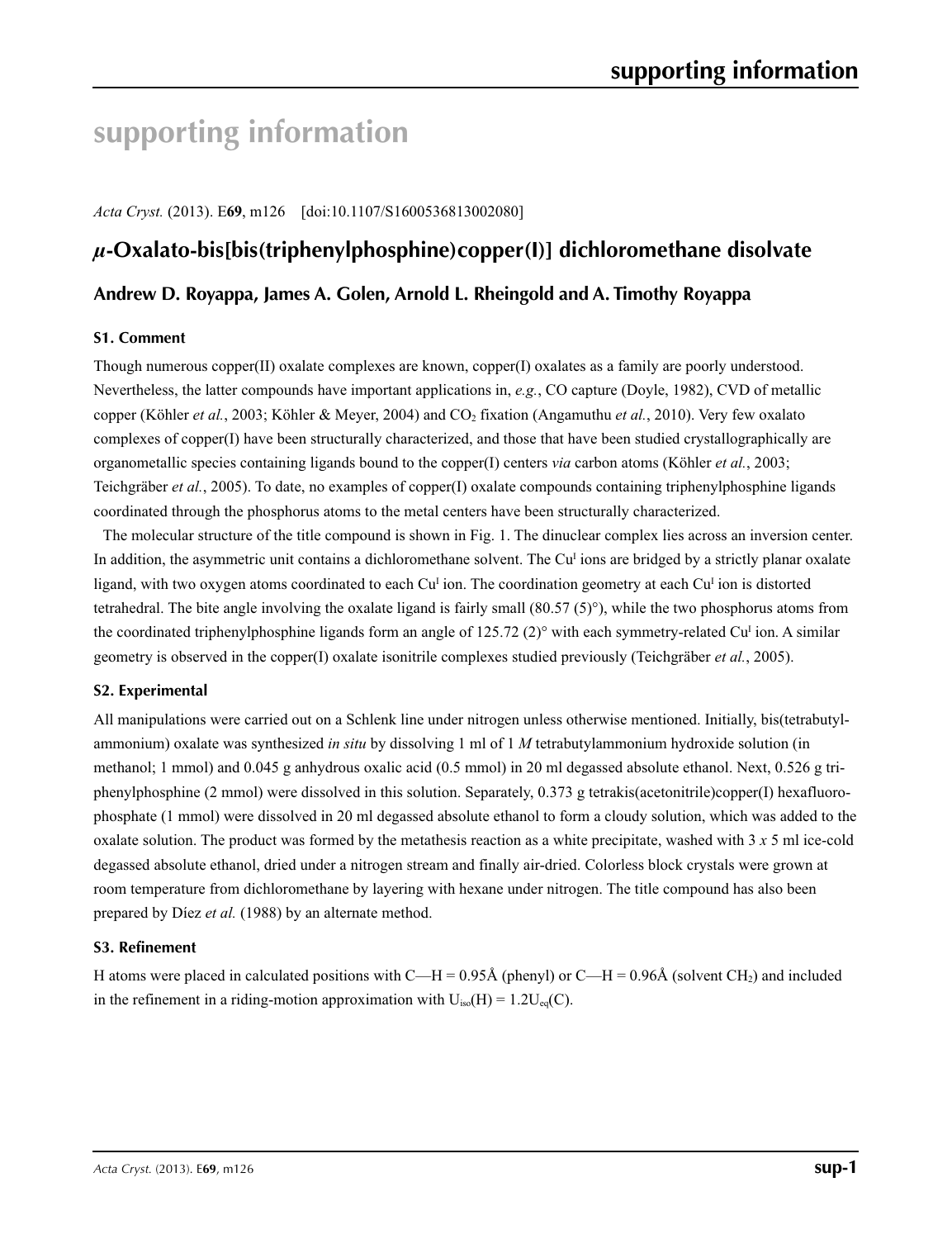# supporting information

*Acta Cryst.* (2013). E**69**, m126    [doi:10.1107/S1600536813002080]

## *μ*-Oxalato-bis[bis(triphenylphosphine)copper(I)] dichloromethane disolvate

### Andrew D. Royappa, James A. Golen, Arnold L. Rheingold and A. Timothy Royappa

#### S1. Comment

Though numerous copper(II) oxalate complexes are known, copper(I) oxalates as a family are poorly understood. Nevertheless, the latter compounds have important applications in, *e.g.*, CO capture (Doyle, 1982), CVD of metallic copper (Köhler *et al.*, 2003; Köhler & Meyer, 2004) and $CO_2$ fixation (Angamuthu *et al.*, 2010). Very few oxalato complexes of copper(I) have been structurally characterized, and those that have been studied crystallographically are organometallic species containing ligands bound to the copper(I) centers *via* carbon atoms (Köhler *et al.*, 2003; Teichgräber *et al.*, 2005). To date, no examples of copper(I) oxalate compounds containing triphenylphosphine ligands coordinated through the phosphorus atoms to the metal centers have been structurally characterized.

The molecular structure of the title compound is shown in Fig. 1. The dinuclear complex lies across an inversion center. In addition, the asymmetric unit contains a dichloromethane solvent. The $Cu^I$ ions are bridged by a strictly planar oxalate ligand, with two oxygen atoms coordinated to each $Cu^I$ ion. The coordination geometry at each $Cu^I$ ion is distorted tetrahedral. The bite angle involving the oxalate ligand is fairly small (80.57 (5)°), while the two phosphorus atoms from the coordinated triphenylphosphine ligands form an angle of 125.72 (2)° with each symmetry-related $Cu^I$ ion. A similar geometry is observed in the copper(I) oxalate isonitrile complexes studied previously (Teichgräber *et al.*, 2005).

#### S2. Experimental

All manipulations were carried out on a Schlenk line under nitrogen unless otherwise mentioned. Initially, bis(tetrabutylammonium) oxalate was synthesized *in situ* by dissolving 1 ml of 1 *M* tetrabutylammonium hydroxide solution (in methanol; 1 mmol) and 0.045 g anhydrous oxalic acid (0.5 mmol) in 20 ml degassed absolute ethanol. Next, 0.526 g triphenylphosphine (2 mmol) were dissolved in this solution. Separately, 0.373 g tetrakis(acetonitrile)copper(I) hexafluorophosphate (1 mmol) were dissolved in 20 ml degassed absolute ethanol to form a cloudy solution, which was added to the oxalate solution. The product was formed by the metathesis reaction as a white precipitate, washed with 3 *x* 5 ml ice-cold degassed absolute ethanol, dried under a nitrogen stream and finally air-dried. Colorless block crystals were grown at room temperature from dichloromethane by layering with hexane under nitrogen. The title compound has also been prepared by Díez *et al.* (1988) by an alternate method.

#### S3. Refinement

H atoms were placed in calculated positions with C—H = 0.95Å (phenyl) or C—H = 0.96Å (solvent $CH_2$) and included in the refinement in a riding-motion approximation with $U_{iso}(H) = 1.2U_{eq}(C)$.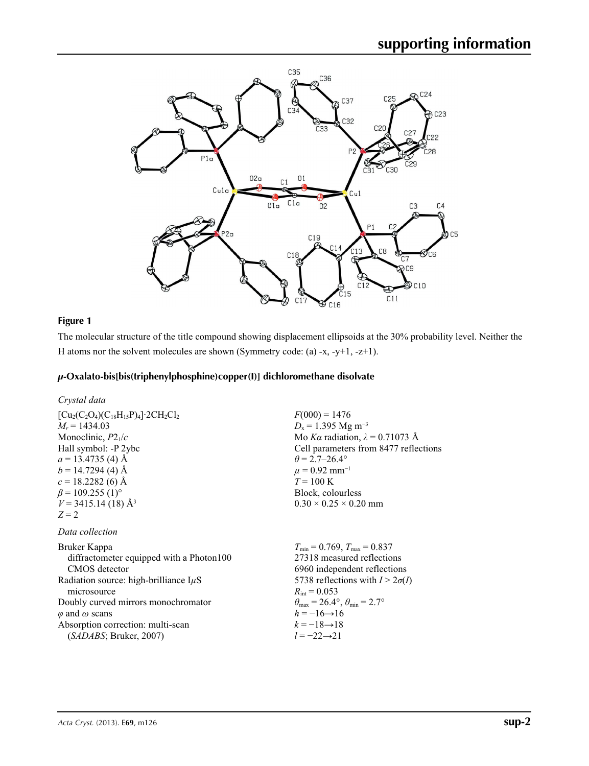## Figure 1

The molecular structure of the title compound showing displacement ellipsoids at the 30% probability level. Neither the H atoms nor the solvent molecules are shown (Symmetry code: (a) -x, -y+1, -z+1).

### *μ*-Oxalato-bis[bis(triphenylphosphine)copper(I)] dichloromethane disolvate

*Crystal data*

$[Cu_2(C_2O_4)(C_{18}H_{15}P)_4]\cdot 2CH_2Cl_2$
$M_r = 1434.03$
Monoclinic, $P2_1/c$
Hall symbol: -P 2ybc
$a = 13.4735$ (4) Å
$b = 14.7294$ (4) Å
$c = 18.2282$ (6) Å
$\beta = 109.255$ (1)°
$V = 3415.14$ (18) Å$^3$
$Z = 2$
$F(000) = 1476$
$D_x = 1.395$ Mg m$^{-3}$
Mo $K\alpha$ radiation, $\lambda = 0.71073$ Å
Cell parameters from 8477 reflections
$\theta = 2.7$–$26.4°$
$\mu = 0.92$ mm$^{-1}$
$T = 100$ K
Block, colourless
$0.30 \times 0.25 \times 0.20$ mm

*Data collection*

Bruker Kappa
diffractometer equipped with a Photon100 CMOS detector
Radiation source: high-brilliance I*μ*S microsource
Doubly curved mirrors monochromator
$\varphi$ and $\omega$ scans
Absorption correction: multi-scan (*SADABS*; Bruker, 2007)
$T_{min} = 0.769$, $T_{max} = 0.837$
27318 measured reflections
6960 independent reflections
5738 reflections with $I > 2\sigma(I)$
$R_{int} = 0.053$
$\theta_{max} = 26.4°$, $\theta_{min} = 2.7°$
$h = -16 \rightarrow 16$
$k = -18 \rightarrow 18$
$l = -22 \rightarrow 21$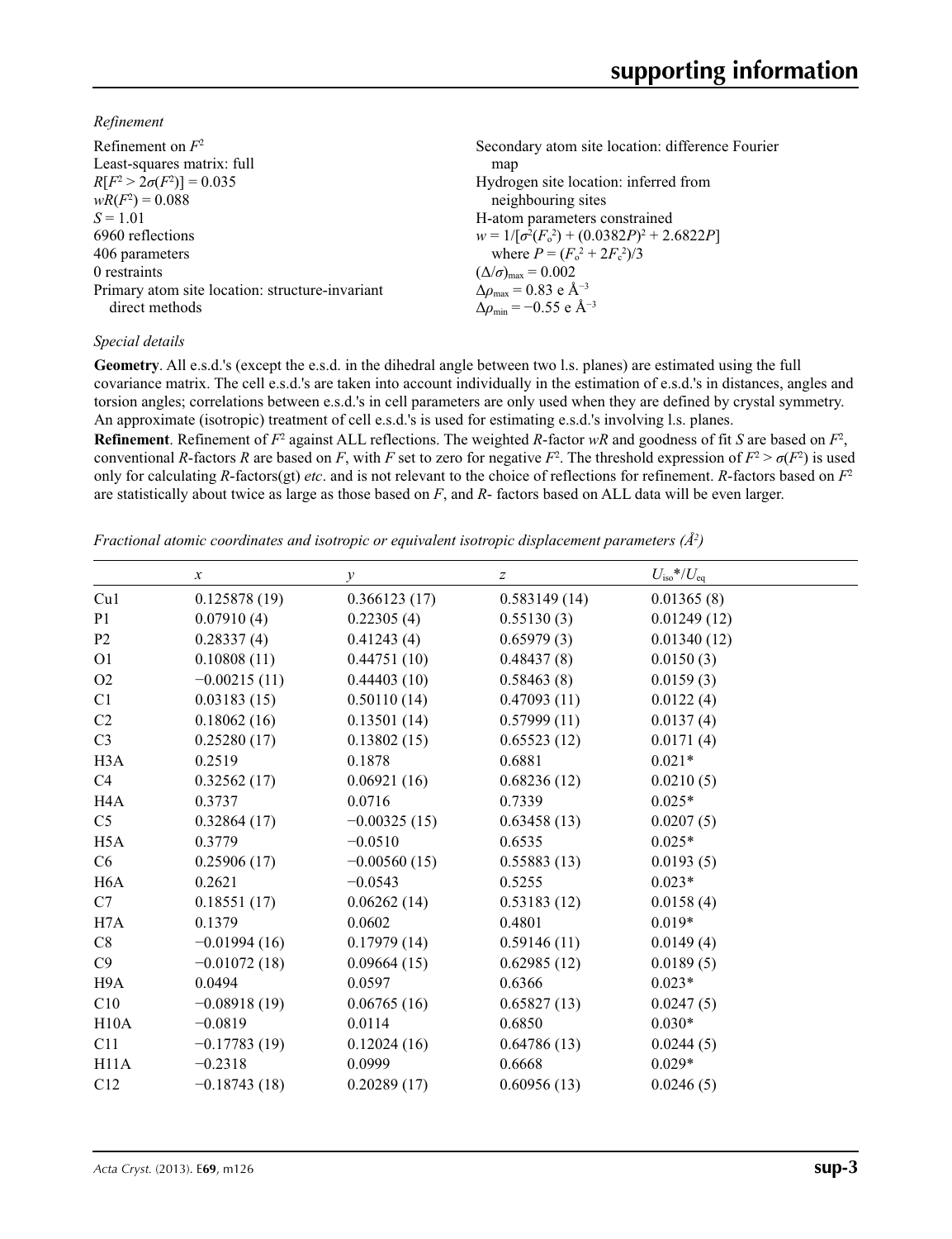*Refinement*

Refinement on $F^2$
Least-squares matrix: full
$R[F^2 > 2\sigma(F^2)] = 0.035$
$wR(F^2) = 0.088$
$S = 1.01$
6960 reflections
406 parameters
0 restraints
Primary atom site location: structure-invariant direct methods

Secondary atom site location: difference Fourier map
Hydrogen site location: inferred from neighbouring sites
H-atom parameters constrained
$w = 1/[\sigma^2(F_o^2) + (0.0382P)^2 + 2.6822P]$
where $P = (F_o^2 + 2F_c^2)/3$
$(\Delta/\sigma)_{max} = 0.002$
$\Delta\rho_{max} = 0.83$ e Å$^{-3}$
$\Delta\rho_{min} = -0.55$ e Å$^{-3}$

*Special details*

**Geometry**. All e.s.d.'s (except the e.s.d. in the dihedral angle between two l.s. planes) are estimated using the full covariance matrix. The cell e.s.d.'s are taken into account individually in the estimation of e.s.d.'s in distances, angles and torsion angles; correlations between e.s.d.'s in cell parameters are only used when they are defined by crystal symmetry. An approximate (isotropic) treatment of cell e.s.d.'s is used for estimating e.s.d.'s involving l.s. planes.

**Refinement**. Refinement of $F^2$ against ALL reflections. The weighted $R$-factor $wR$ and goodness of fit $S$ are based on $F^2$, conventional $R$-factors $R$ are based on $F$, with $F$ set to zero for negative $F^2$. The threshold expression of $F^2 > \sigma(F^2)$ is used only for calculating $R$-factors(gt) *etc*. and is not relevant to the choice of reflections for refinement. $R$-factors based on $F^2$ are statistically about twice as large as those based on $F$, and $R$- factors based on ALL data will be even larger.

*Fractional atomic coordinates and isotropic or equivalent isotropic displacement parameters (Å$^2$)*

| | $x$ | $y$ | $z$ | $U_{iso}$*/$U_{eq}$ |
|---|---|---|---|---|
| Cu1 | 0.125878 (19) | 0.366123 (17) | 0.583149 (14) | 0.01365 (8) |
| P1 | 0.07910 (4) | 0.22305 (4) | 0.55130 (3) | 0.01249 (12) |
| P2 | 0.28337 (4) | 0.41243 (4) | 0.65979 (3) | 0.01340 (12) |
| O1 | 0.10808 (11) | 0.44751 (10) | 0.48437 (8) | 0.0150 (3) |
| O2 | −0.00215 (11) | 0.44403 (10) | 0.58463 (8) | 0.0159 (3) |
| C1 | 0.03183 (15) | 0.50110 (14) | 0.47093 (11) | 0.0122 (4) |
| C2 | 0.18062 (16) | 0.13501 (14) | 0.57999 (11) | 0.0137 (4) |
| C3 | 0.25280 (17) | 0.13802 (15) | 0.65523 (12) | 0.0171 (4) |
| H3A | 0.2519 | 0.1878 | 0.6881 | 0.021* |
| C4 | 0.32562 (17) | 0.06921 (16) | 0.68236 (12) | 0.0210 (5) |
| H4A | 0.3737 | 0.0716 | 0.7339 | 0.025* |
| C5 | 0.32864 (17) | −0.00325 (15) | 0.63458 (13) | 0.0207 (5) |
| H5A | 0.3779 | −0.0510 | 0.6535 | 0.025* |
| C6 | 0.25906 (17) | −0.00560 (15) | 0.55883 (13) | 0.0193 (5) |
| H6A | 0.2621 | −0.0543 | 0.5255 | 0.023* |
| C7 | 0.18551 (17) | 0.06262 (14) | 0.53183 (12) | 0.0158 (4) |
| H7A | 0.1379 | 0.0602 | 0.4801 | 0.019* |
| C8 | −0.01994 (16) | 0.17979 (14) | 0.59146 (11) | 0.0149 (4) |
| C9 | −0.01072 (18) | 0.09664 (15) | 0.62985 (12) | 0.0189 (5) |
| H9A | 0.0494 | 0.0597 | 0.6366 | 0.023* |
| C10 | −0.08918 (19) | 0.06765 (16) | 0.65827 (13) | 0.0247 (5) |
| H10A | −0.0819 | 0.0114 | 0.6850 | 0.030* |
| C11 | −0.17783 (19) | 0.12024 (16) | 0.64786 (13) | 0.0244 (5) |
| H11A | −0.2318 | 0.0999 | 0.6668 | 0.029* |
| C12 | −0.18743 (18) | 0.20289 (17) | 0.60956 (13) | 0.0246 (5) |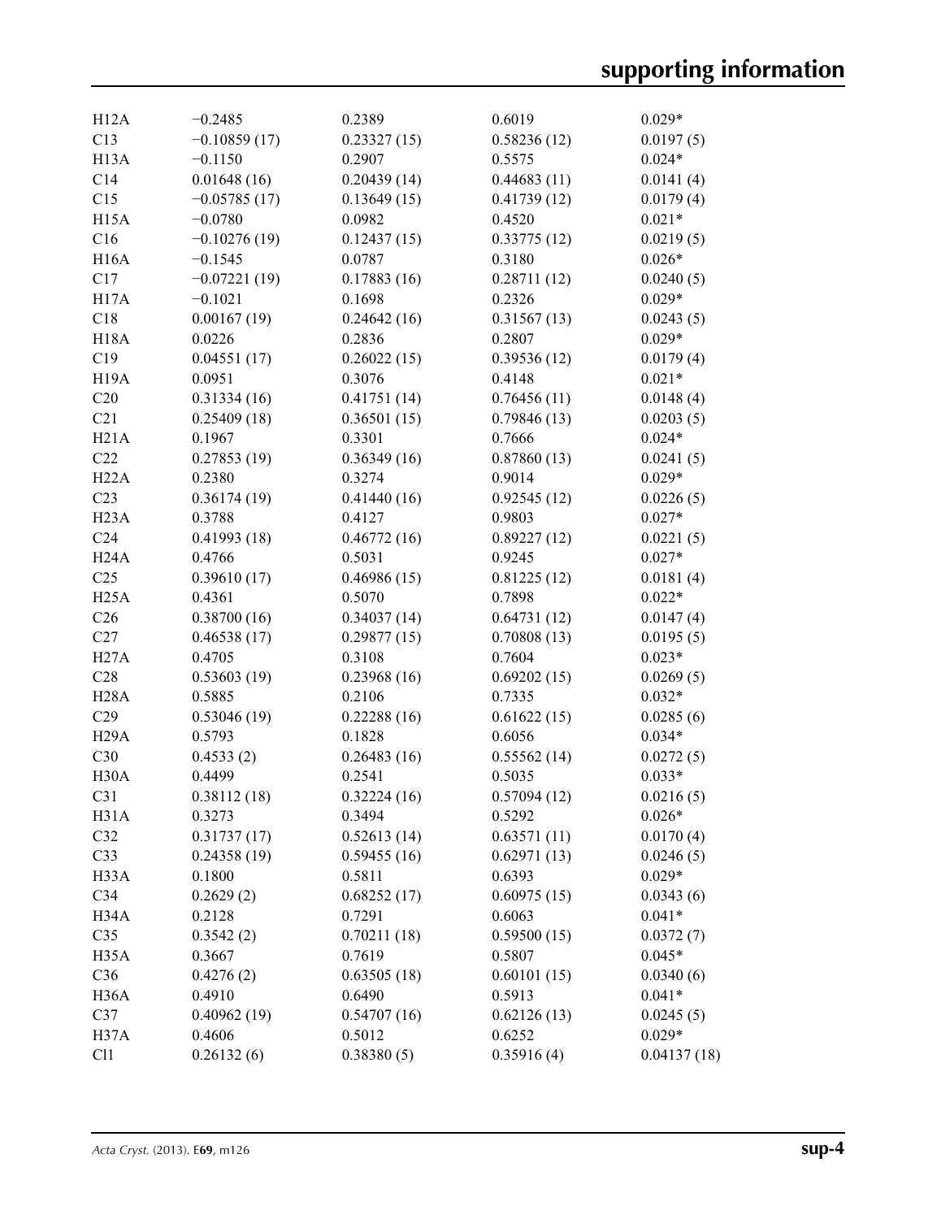| | | | | |
|---|---|---|---|---|
| H12A | −0.2485 | 0.2389 | 0.6019 | 0.029* |
| C13 | −0.10859 (17) | 0.23327 (15) | 0.58236 (12) | 0.0197 (5) |
| H13A | −0.1150 | 0.2907 | 0.5575 | 0.024* |
| C14 | 0.01648 (16) | 0.20439 (14) | 0.44683 (11) | 0.0141 (4) |
| C15 | −0.05785 (17) | 0.13649 (15) | 0.41739 (12) | 0.0179 (4) |
| H15A | −0.0780 | 0.0982 | 0.4520 | 0.021* |
| C16 | −0.10276 (19) | 0.12437 (15) | 0.33775 (12) | 0.0219 (5) |
| H16A | −0.1545 | 0.0787 | 0.3180 | 0.026* |
| C17 | −0.07221 (19) | 0.17883 (16) | 0.28711 (12) | 0.0240 (5) |
| H17A | −0.1021 | 0.1698 | 0.2326 | 0.029* |
| C18 | 0.00167 (19) | 0.24642 (16) | 0.31567 (13) | 0.0243 (5) |
| H18A | 0.0226 | 0.2836 | 0.2807 | 0.029* |
| C19 | 0.04551 (17) | 0.26022 (15) | 0.39536 (12) | 0.0179 (4) |
| H19A | 0.0951 | 0.3076 | 0.4148 | 0.021* |
| C20 | 0.31334 (16) | 0.41751 (14) | 0.76456 (11) | 0.0148 (4) |
| C21 | 0.25409 (18) | 0.36501 (15) | 0.79846 (13) | 0.0203 (5) |
| H21A | 0.1967 | 0.3301 | 0.7666 | 0.024* |
| C22 | 0.27853 (19) | 0.36349 (16) | 0.87860 (13) | 0.0241 (5) |
| H22A | 0.2380 | 0.3274 | 0.9014 | 0.029* |
| C23 | 0.36174 (19) | 0.41440 (16) | 0.92545 (12) | 0.0226 (5) |
| H23A | 0.3788 | 0.4127 | 0.9803 | 0.027* |
| C24 | 0.41993 (18) | 0.46772 (16) | 0.89227 (12) | 0.0221 (5) |
| H24A | 0.4766 | 0.5031 | 0.9245 | 0.027* |
| C25 | 0.39610 (17) | 0.46986 (15) | 0.81225 (12) | 0.0181 (4) |
| H25A | 0.4361 | 0.5070 | 0.7898 | 0.022* |
| C26 | 0.38700 (16) | 0.34037 (14) | 0.64731 (12) | 0.0147 (4) |
| C27 | 0.46538 (17) | 0.29877 (15) | 0.70808 (13) | 0.0195 (5) |
| H27A | 0.4705 | 0.3108 | 0.7604 | 0.023* |
| C28 | 0.53603 (19) | 0.23968 (16) | 0.69202 (15) | 0.0269 (5) |
| H28A | 0.5885 | 0.2106 | 0.7335 | 0.032* |
| C29 | 0.53046 (19) | 0.22288 (16) | 0.61622 (15) | 0.0285 (6) |
| H29A | 0.5793 | 0.1828 | 0.6056 | 0.034* |
| C30 | 0.4533 (2) | 0.26483 (16) | 0.55562 (14) | 0.0272 (5) |
| H30A | 0.4499 | 0.2541 | 0.5035 | 0.033* |
| C31 | 0.38112 (18) | 0.32224 (16) | 0.57094 (12) | 0.0216 (5) |
| H31A | 0.3273 | 0.3494 | 0.5292 | 0.026* |
| C32 | 0.31737 (17) | 0.52613 (14) | 0.63571 (11) | 0.0170 (4) |
| C33 | 0.24358 (19) | 0.59455 (16) | 0.62971 (13) | 0.0246 (5) |
| H33A | 0.1800 | 0.5811 | 0.6393 | 0.029* |
| C34 | 0.2629 (2) | 0.68252 (17) | 0.60975 (15) | 0.0343 (6) |
| H34A | 0.2128 | 0.7291 | 0.6063 | 0.041* |
| C35 | 0.3542 (2) | 0.70211 (18) | 0.59500 (15) | 0.0372 (7) |
| H35A | 0.3667 | 0.7619 | 0.5807 | 0.045* |
| C36 | 0.4276 (2) | 0.63505 (18) | 0.60101 (15) | 0.0340 (6) |
| H36A | 0.4910 | 0.6490 | 0.5913 | 0.041* |
| C37 | 0.40962 (19) | 0.54707 (16) | 0.62126 (13) | 0.0245 (5) |
| H37A | 0.4606 | 0.5012 | 0.6252 | 0.029* |
| Cl1 | 0.26132 (6) | 0.38380 (5) | 0.35916 (4) | 0.04137 (18) |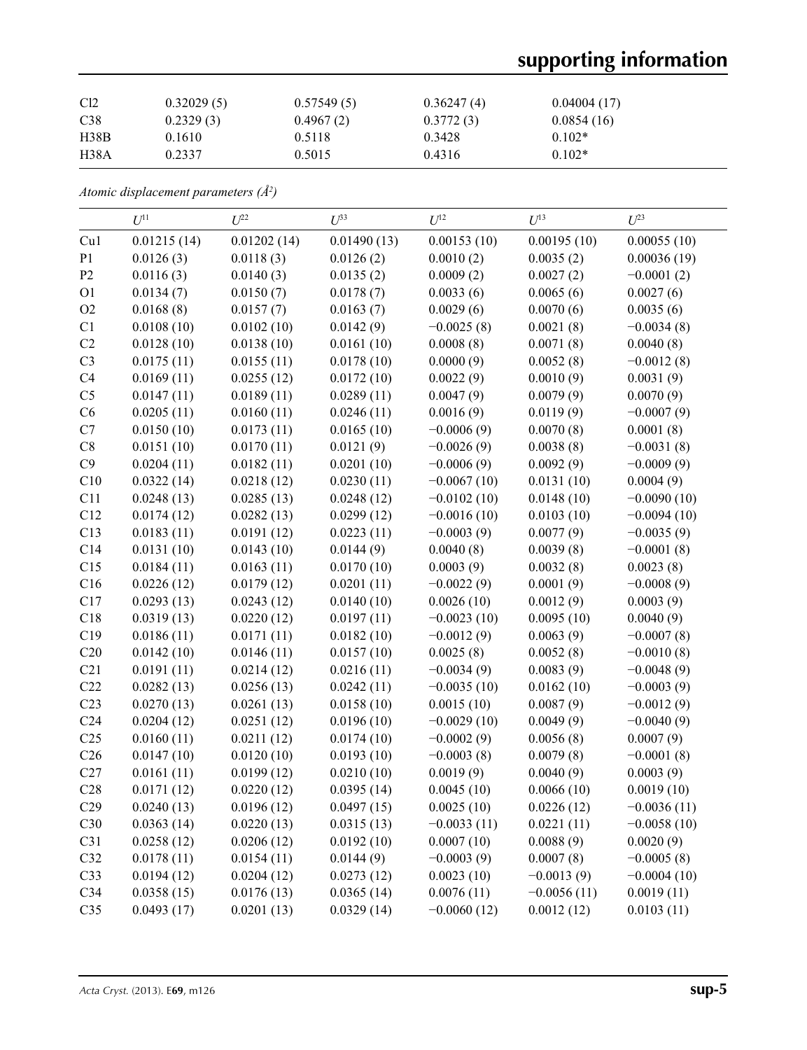| | | | | |
|---|---|---|---|---|
| Cl2 | 0.32029 (5) | 0.57549 (5) | 0.36247 (4) | 0.04004 (17) |
| C38 | 0.2329 (3) | 0.4967 (2) | 0.3772 (3) | 0.0854 (16) |
| H38B | 0.1610 | 0.5118 | 0.3428 | 0.102* |
| H38A | 0.2337 | 0.5015 | 0.4316 | 0.102* |

*Atomic displacement parameters (Å²)*

| | $U^{11}$ | $U^{22}$ | $U^{33}$ | $U^{12}$ | $U^{13}$ | $U^{23}$ |
|---|---|---|---|---|---|---|
| Cu1 | 0.01215 (14) | 0.01202 (14) | 0.01490 (13) | 0.00153 (10) | 0.00195 (10) | 0.00055 (10) |
| P1 | 0.0126 (3) | 0.0118 (3) | 0.0126 (2) | 0.0010 (2) | 0.0035 (2) | 0.00036 (19) |
| P2 | 0.0116 (3) | 0.0140 (3) | 0.0135 (2) | 0.0009 (2) | 0.0027 (2) | −0.0001 (2) |
| O1 | 0.0134 (7) | 0.0150 (7) | 0.0178 (7) | 0.0033 (6) | 0.0065 (6) | 0.0027 (6) |
| O2 | 0.0168 (8) | 0.0157 (7) | 0.0163 (7) | 0.0029 (6) | 0.0070 (6) | 0.0035 (6) |
| C1 | 0.0108 (10) | 0.0102 (10) | 0.0142 (9) | −0.0025 (8) | 0.0021 (8) | −0.0034 (8) |
| C2 | 0.0128 (10) | 0.0138 (10) | 0.0161 (10) | 0.0008 (8) | 0.0071 (8) | 0.0040 (8) |
| C3 | 0.0175 (11) | 0.0155 (11) | 0.0178 (10) | 0.0000 (9) | 0.0052 (8) | −0.0012 (8) |
| C4 | 0.0169 (11) | 0.0255 (12) | 0.0172 (10) | 0.0022 (9) | 0.0010 (9) | 0.0031 (9) |
| C5 | 0.0147 (11) | 0.0189 (11) | 0.0289 (11) | 0.0047 (9) | 0.0079 (9) | 0.0070 (9) |
| C6 | 0.0205 (11) | 0.0160 (11) | 0.0246 (11) | 0.0016 (9) | 0.0119 (9) | −0.0007 (9) |
| C7 | 0.0150 (10) | 0.0173 (11) | 0.0165 (10) | −0.0006 (9) | 0.0070 (8) | 0.0001 (8) |
| C8 | 0.0151 (10) | 0.0170 (11) | 0.0121 (9) | −0.0026 (9) | 0.0038 (8) | −0.0031 (8) |
| C9 | 0.0204 (11) | 0.0182 (11) | 0.0201 (10) | −0.0006 (9) | 0.0092 (9) | −0.0009 (9) |
| C10 | 0.0322 (14) | 0.0218 (12) | 0.0230 (11) | −0.0067 (10) | 0.0131 (10) | 0.0004 (9) |
| C11 | 0.0248 (13) | 0.0285 (13) | 0.0248 (12) | −0.0102 (10) | 0.0148 (10) | −0.0090 (10) |
| C12 | 0.0174 (12) | 0.0282 (13) | 0.0299 (12) | −0.0016 (10) | 0.0103 (10) | −0.0094 (10) |
| C13 | 0.0183 (11) | 0.0191 (12) | 0.0223 (11) | −0.0003 (9) | 0.0077 (9) | −0.0035 (9) |
| C14 | 0.0131 (10) | 0.0143 (10) | 0.0144 (9) | 0.0040 (8) | 0.0039 (8) | −0.0001 (8) |
| C15 | 0.0184 (11) | 0.0163 (11) | 0.0170 (10) | 0.0003 (9) | 0.0032 (8) | 0.0023 (8) |
| C16 | 0.0226 (12) | 0.0179 (12) | 0.0201 (11) | −0.0022 (9) | 0.0001 (9) | −0.0008 (9) |
| C17 | 0.0293 (13) | 0.0243 (12) | 0.0140 (10) | 0.0026 (10) | 0.0012 (9) | 0.0003 (9) |
| C18 | 0.0319 (13) | 0.0220 (12) | 0.0197 (11) | −0.0023 (10) | 0.0095 (10) | 0.0040 (9) |
| C19 | 0.0186 (11) | 0.0171 (11) | 0.0182 (10) | −0.0012 (9) | 0.0063 (9) | −0.0007 (8) |
| C20 | 0.0142 (10) | 0.0146 (11) | 0.0157 (10) | 0.0025 (8) | 0.0052 (8) | −0.0010 (8) |
| C21 | 0.0191 (11) | 0.0214 (12) | 0.0216 (11) | −0.0034 (9) | 0.0083 (9) | −0.0048 (9) |
| C22 | 0.0282 (13) | 0.0256 (13) | 0.0242 (11) | −0.0035 (10) | 0.0162 (10) | −0.0003 (9) |
| C23 | 0.0270 (13) | 0.0261 (13) | 0.0158 (10) | 0.0015 (10) | 0.0087 (9) | −0.0012 (9) |
| C24 | 0.0204 (12) | 0.0251 (12) | 0.0196 (10) | −0.0029 (10) | 0.0049 (9) | −0.0040 (9) |
| C25 | 0.0160 (11) | 0.0211 (12) | 0.0174 (10) | −0.0002 (9) | 0.0056 (8) | 0.0007 (9) |
| C26 | 0.0147 (10) | 0.0120 (10) | 0.0193 (10) | −0.0003 (8) | 0.0079 (8) | −0.0001 (8) |
| C27 | 0.0161 (11) | 0.0199 (12) | 0.0210 (10) | 0.0019 (9) | 0.0040 (9) | 0.0003 (9) |
| C28 | 0.0171 (12) | 0.0220 (12) | 0.0395 (14) | 0.0045 (10) | 0.0066 (10) | 0.0019 (10) |
| C29 | 0.0240 (13) | 0.0196 (12) | 0.0497 (15) | 0.0025 (10) | 0.0226 (12) | −0.0036 (11) |
| C30 | 0.0363 (14) | 0.0220 (13) | 0.0315 (13) | −0.0033 (11) | 0.0221 (11) | −0.0058 (10) |
| C31 | 0.0258 (12) | 0.0206 (12) | 0.0192 (10) | 0.0007 (10) | 0.0088 (9) | 0.0020 (9) |
| C32 | 0.0178 (11) | 0.0154 (11) | 0.0144 (9) | −0.0003 (9) | 0.0007 (8) | −0.0005 (8) |
| C33 | 0.0194 (12) | 0.0204 (12) | 0.0273 (12) | 0.0023 (10) | −0.0013 (9) | −0.0004 (10) |
| C34 | 0.0358 (15) | 0.0176 (13) | 0.0365 (14) | 0.0076 (11) | −0.0056 (11) | 0.0019 (11) |
| C35 | 0.0493 (17) | 0.0201 (13) | 0.0329 (14) | −0.0060 (12) | 0.0012 (12) | 0.0103 (11) |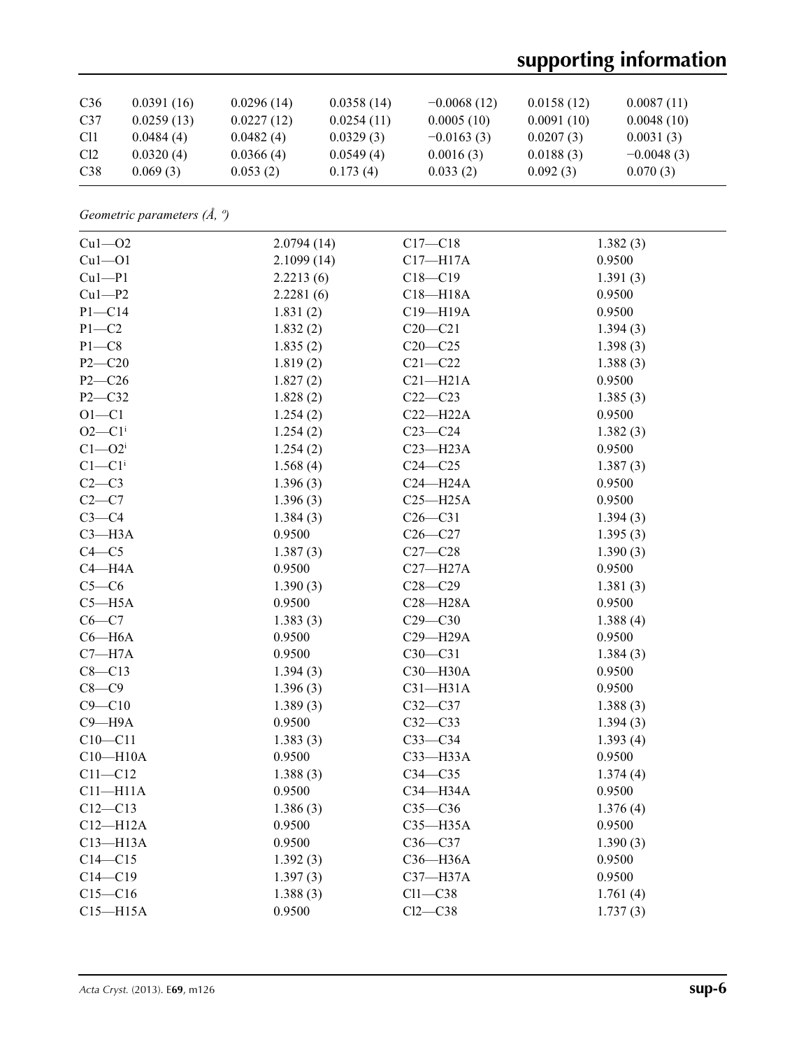| C36 | 0.0391 (16) | 0.0296 (14) | 0.0358 (14) | −0.0068 (12) | 0.0158 (12) | 0.0087 (11) |
|---|---|---|---|---|---|---|
| C37 | 0.0259 (13) | 0.0227 (12) | 0.0254 (11) | 0.0005 (10) | 0.0091 (10) | 0.0048 (10) |
| Cl1 | 0.0484 (4) | 0.0482 (4) | 0.0329 (3) | −0.0163 (3) | 0.0207 (3) | 0.0031 (3) |
| Cl2 | 0.0320 (4) | 0.0366 (4) | 0.0549 (4) | 0.0016 (3) | 0.0188 (3) | −0.0048 (3) |
| C38 | 0.069 (3) | 0.053 (2) | 0.173 (4) | 0.033 (2) | 0.092 (3) | 0.070 (3) |

*Geometric parameters (Å, º)*

| | | | |
|---|---|---|---|
| Cu1—O2 | 2.0794 (14) | C17—C18 | 1.382 (3) |
| Cu1—O1 | 2.1099 (14) | C17—H17A | 0.9500 |
| Cu1—P1 | 2.2213 (6) | C18—C19 | 1.391 (3) |
| Cu1—P2 | 2.2281 (6) | C18—H18A | 0.9500 |
| P1—C14 | 1.831 (2) | C19—H19A | 0.9500 |
| P1—C2 | 1.832 (2) | C20—C21 | 1.394 (3) |
| P1—C8 | 1.835 (2) | C20—C25 | 1.398 (3) |
| P2—C20 | 1.819 (2) | C21—C22 | 1.388 (3) |
| P2—C26 | 1.827 (2) | C21—H21A | 0.9500 |
| P2—C32 | 1.828 (2) | C22—C23 | 1.385 (3) |
| O1—C1 | 1.254 (2) | C22—H22A | 0.9500 |
| O2—C1$^{i}$ | 1.254 (2) | C23—C24 | 1.382 (3) |
| C1—O2$^{i}$ | 1.254 (2) | C23—H23A | 0.9500 |
| C1—C1$^{i}$ | 1.568 (4) | C24—C25 | 1.387 (3) |
| C2—C3 | 1.396 (3) | C24—H24A | 0.9500 |
| C2—C7 | 1.396 (3) | C25—H25A | 0.9500 |
| C3—C4 | 1.384 (3) | C26—C31 | 1.394 (3) |
| C3—H3A | 0.9500 | C26—C27 | 1.395 (3) |
| C4—C5 | 1.387 (3) | C27—C28 | 1.390 (3) |
| C4—H4A | 0.9500 | C27—H27A | 0.9500 |
| C5—C6 | 1.390 (3) | C28—C29 | 1.381 (3) |
| C5—H5A | 0.9500 | C28—H28A | 0.9500 |
| C6—C7 | 1.383 (3) | C29—C30 | 1.388 (4) |
| C6—H6A | 0.9500 | C29—H29A | 0.9500 |
| C7—H7A | 0.9500 | C30—C31 | 1.384 (3) |
| C8—C13 | 1.394 (3) | C30—H30A | 0.9500 |
| C8—C9 | 1.396 (3) | C31—H31A | 0.9500 |
| C9—C10 | 1.389 (3) | C32—C37 | 1.388 (3) |
| C9—H9A | 0.9500 | C32—C33 | 1.394 (3) |
| C10—C11 | 1.383 (3) | C33—C34 | 1.393 (4) |
| C10—H10A | 0.9500 | C33—H33A | 0.9500 |
| C11—C12 | 1.388 (3) | C34—C35 | 1.374 (4) |
| C11—H11A | 0.9500 | C34—H34A | 0.9500 |
| C12—C13 | 1.386 (3) | C35—C36 | 1.376 (4) |
| C12—H12A | 0.9500 | C35—H35A | 0.9500 |
| C13—H13A | 0.9500 | C36—C37 | 1.390 (3) |
| C14—C15 | 1.392 (3) | C36—H36A | 0.9500 |
| C14—C19 | 1.397 (3) | C37—H37A | 0.9500 |
| C15—C16 | 1.388 (3) | Cl1—C38 | 1.761 (4) |
| C15—H15A | 0.9500 | Cl2—C38 | 1.737 (3) |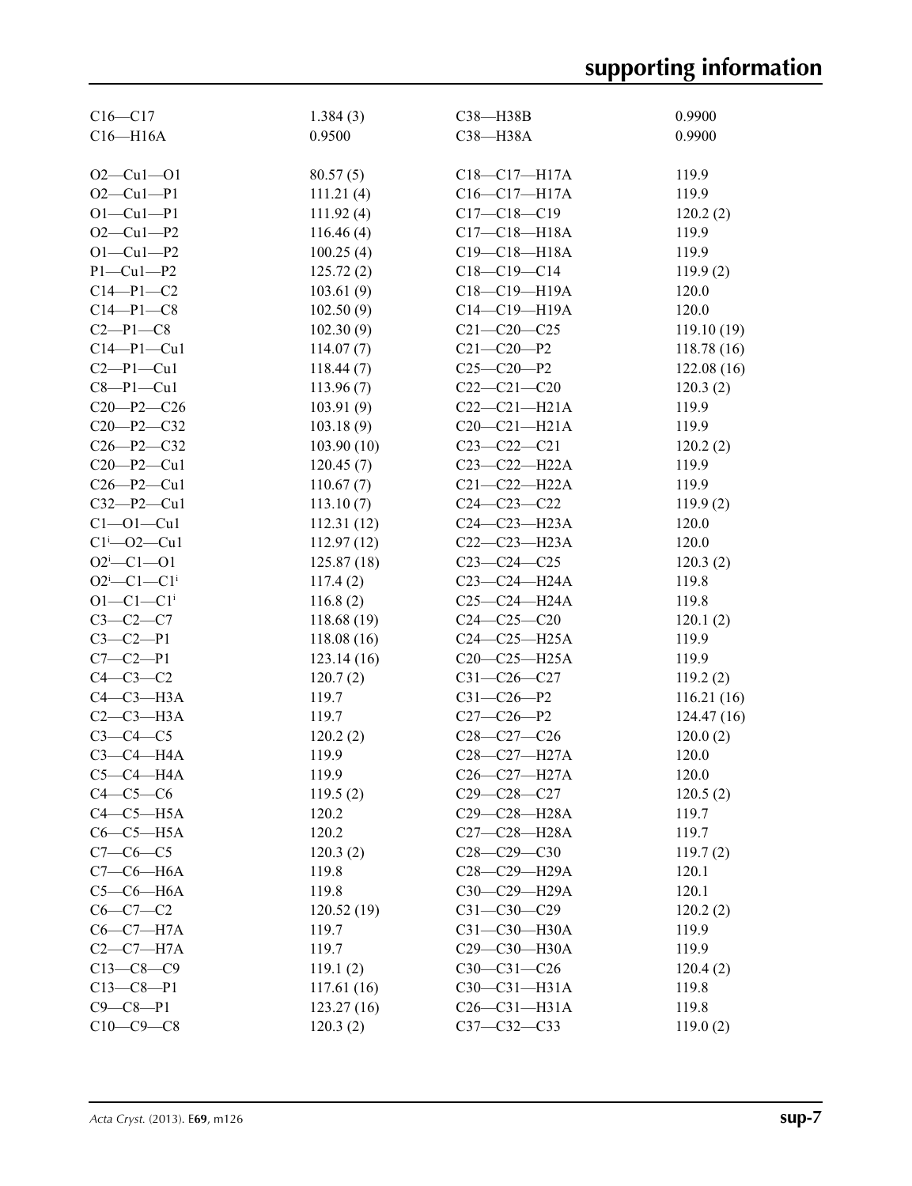| | | | |
|---|---|---|---|
| C16—C17 | 1.384 (3) | C38—H38B | 0.9900 |
| C16—H16A | 0.9500 | C38—H38A | 0.9900 |
| | | | |
| O2—Cu1—O1 | 80.57 (5) | C18—C17—H17A | 119.9 |
| O2—Cu1—P1 | 111.21 (4) | C16—C17—H17A | 119.9 |
| O1—Cu1—P1 | 111.92 (4) | C17—C18—C19 | 120.2 (2) |
| O2—Cu1—P2 | 116.46 (4) | C17—C18—H18A | 119.9 |
| O1—Cu1—P2 | 100.25 (4) | C19—C18—H18A | 119.9 |
| P1—Cu1—P2 | 125.72 (2) | C18—C19—C14 | 119.9 (2) |
| C14—P1—C2 | 103.61 (9) | C18—C19—H19A | 120.0 |
| C14—P1—C8 | 102.50 (9) | C14—C19—H19A | 120.0 |
| C2—P1—C8 | 102.30 (9) | C21—C20—C25 | 119.10 (19) |
| C14—P1—Cu1 | 114.07 (7) | C21—C20—P2 | 118.78 (16) |
| C2—P1—Cu1 | 118.44 (7) | C25—C20—P2 | 122.08 (16) |
| C8—P1—Cu1 | 113.96 (7) | C22—C21—C20 | 120.3 (2) |
| C20—P2—C26 | 103.91 (9) | C22—C21—H21A | 119.9 |
| C20—P2—C32 | 103.18 (9) | C20—C21—H21A | 119.9 |
| C26—P2—C32 | 103.90 (10) | C23—C22—C21 | 120.2 (2) |
| C20—P2—Cu1 | 120.45 (7) | C23—C22—H22A | 119.9 |
| C26—P2—Cu1 | 110.67 (7) | C21—C22—H22A | 119.9 |
| C32—P2—Cu1 | 113.10 (7) | C24—C23—C22 | 119.9 (2) |
| C1—O1—Cu1 | 112.31 (12) | C24—C23—H23A | 120.0 |
| $C1^{i}$—O2—Cu1 | 112.97 (12) | C22—C23—H23A | 120.0 |
| $O2^{i}$—C1—O1 | 125.87 (18) | C23—C24—C25 | 120.3 (2) |
| $O2^{i}$—C1—$C1^{i}$ | 117.4 (2) | C23—C24—H24A | 119.8 |
| O1—C1—$C1^{i}$ | 116.8 (2) | C25—C24—H24A | 119.8 |
| C3—C2—C7 | 118.68 (19) | C24—C25—C20 | 120.1 (2) |
| C3—C2—P1 | 118.08 (16) | C24—C25—H25A | 119.9 |
| C7—C2—P1 | 123.14 (16) | C20—C25—H25A | 119.9 |
| C4—C3—C2 | 120.7 (2) | C31—C26—C27 | 119.2 (2) |
| C4—C3—H3A | 119.7 | C31—C26—P2 | 116.21 (16) |
| C2—C3—H3A | 119.7 | C27—C26—P2 | 124.47 (16) |
| C3—C4—C5 | 120.2 (2) | C28—C27—C26 | 120.0 (2) |
| C3—C4—H4A | 119.9 | C28—C27—H27A | 120.0 |
| C5—C4—H4A | 119.9 | C26—C27—H27A | 120.0 |
| C4—C5—C6 | 119.5 (2) | C29—C28—C27 | 120.5 (2) |
| C4—C5—H5A | 120.2 | C29—C28—H28A | 119.7 |
| C6—C5—H5A | 120.2 | C27—C28—H28A | 119.7 |
| C7—C6—C5 | 120.3 (2) | C28—C29—C30 | 119.7 (2) |
| C7—C6—H6A | 119.8 | C28—C29—H29A | 120.1 |
| C5—C6—H6A | 119.8 | C30—C29—H29A | 120.1 |
| C6—C7—C2 | 120.52 (19) | C31—C30—C29 | 120.2 (2) |
| C6—C7—H7A | 119.7 | C31—C30—H30A | 119.9 |
| C2—C7—H7A | 119.7 | C29—C30—H30A | 119.9 |
| C13—C8—C9 | 119.1 (2) | C30—C31—C26 | 120.4 (2) |
| C13—C8—P1 | 117.61 (16) | C30—C31—H31A | 119.8 |
| C9—C8—P1 | 123.27 (16) | C26—C31—H31A | 119.8 |
| C10—C9—C8 | 120.3 (2) | C37—C32—C33 | 119.0 (2) |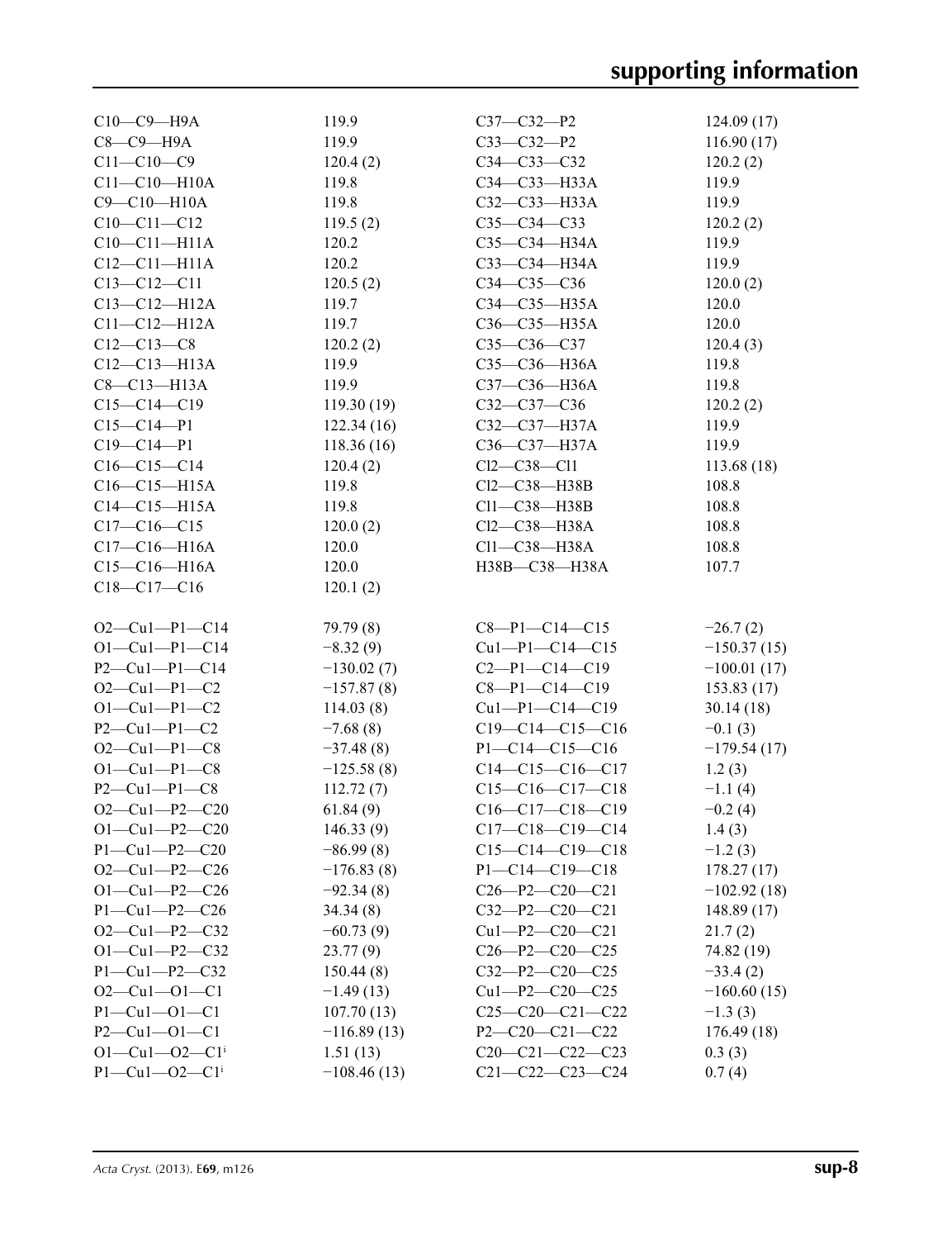| | | | |
|---|---|---|---|
| C10—C9—H9A | 119.9 | C37—C32—P2 | 124.09 (17) |
| C8—C9—H9A | 119.9 | C33—C32—P2 | 116.90 (17) |
| C11—C10—C9 | 120.4 (2) | C34—C33—C32 | 120.2 (2) |
| C11—C10—H10A | 119.8 | C34—C33—H33A | 119.9 |
| C9—C10—H10A | 119.8 | C32—C33—H33A | 119.9 |
| C10—C11—C12 | 119.5 (2) | C35—C34—C33 | 120.2 (2) |
| C10—C11—H11A | 120.2 | C35—C34—H34A | 119.9 |
| C12—C11—H11A | 120.2 | C33—C34—H34A | 119.9 |
| C13—C12—C11 | 120.5 (2) | C34—C35—C36 | 120.0 (2) |
| C13—C12—H12A | 119.7 | C34—C35—H35A | 120.0 |
| C11—C12—H12A | 119.7 | C36—C35—H35A | 120.0 |
| C12—C13—C8 | 120.2 (2) | C35—C36—C37 | 120.4 (3) |
| C12—C13—H13A | 119.9 | C35—C36—H36A | 119.8 |
| C8—C13—H13A | 119.9 | C37—C36—H36A | 119.8 |
| C15—C14—C19 | 119.30 (19) | C32—C37—C36 | 120.2 (2) |
| C15—C14—P1 | 122.34 (16) | C32—C37—H37A | 119.9 |
| C19—C14—P1 | 118.36 (16) | C36—C37—H37A | 119.9 |
| C16—C15—C14 | 120.4 (2) | Cl2—C38—Cl1 | 113.68 (18) |
| C16—C15—H15A | 119.8 | Cl2—C38—H38B | 108.8 |
| C14—C15—H15A | 119.8 | Cl1—C38—H38B | 108.8 |
| C17—C16—C15 | 120.0 (2) | Cl2—C38—H38A | 108.8 |
| C17—C16—H16A | 120.0 | Cl1—C38—H38A | 108.8 |
| C15—C16—H16A | 120.0 | H38B—C38—H38A | 107.7 |
| C18—C17—C16 | 120.1 (2) | | |

| | | | |
|---|---|---|---|
| O2—Cu1—P1—C14 | 79.79 (8) | C8—P1—C14—C15 | −26.7 (2) |
| O1—Cu1—P1—C14 | −8.32 (9) | Cu1—P1—C14—C15 | −150.37 (15) |
| P2—Cu1—P1—C14 | −130.02 (7) | C2—P1—C14—C19 | −100.01 (17) |
| O2—Cu1—P1—C2 | −157.87 (8) | C8—P1—C14—C19 | 153.83 (17) |
| O1—Cu1—P1—C2 | 114.03 (8) | Cu1—P1—C14—C19 | 30.14 (18) |
| P2—Cu1—P1—C2 | −7.68 (8) | C19—C14—C15—C16 | −0.1 (3) |
| O2—Cu1—P1—C8 | −37.48 (8) | P1—C14—C15—C16 | −179.54 (17) |
| O1—Cu1—P1—C8 | −125.58 (8) | C14—C15—C16—C17 | 1.2 (3) |
| P2—Cu1—P1—C8 | 112.72 (7) | C15—C16—C17—C18 | −1.1 (4) |
| O2—Cu1—P2—C20 | 61.84 (9) | C16—C17—C18—C19 | −0.2 (4) |
| O1—Cu1—P2—C20 | 146.33 (9) | C17—C18—C19—C14 | 1.4 (3) |
| P1—Cu1—P2—C20 | −86.99 (8) | C15—C14—C19—C18 | −1.2 (3) |
| O2—Cu1—P2—C26 | −176.83 (8) | P1—C14—C19—C18 | 178.27 (17) |
| O1—Cu1—P2—C26 | −92.34 (8) | C26—P2—C20—C21 | −102.92 (18) |
| P1—Cu1—P2—C26 | 34.34 (8) | C32—P2—C20—C21 | 148.89 (17) |
| O2—Cu1—P2—C32 | −60.73 (9) | Cu1—P2—C20—C21 | 21.7 (2) |
| O1—Cu1—P2—C32 | 23.77 (9) | C26—P2—C20—C25 | 74.82 (19) |
| P1—Cu1—P2—C32 | 150.44 (8) | C32—P2—C20—C25 | −33.4 (2) |
| O2—Cu1—O1—C1 | −1.49 (13) | Cu1—P2—C20—C25 | −160.60 (15) |
| P1—Cu1—O1—C1 | 107.70 (13) | C25—C20—C21—C22 | −1.3 (3) |
| P2—Cu1—O1—C1 | −116.89 (13) | P2—C20—C21—C22 | 176.49 (18) |
| O1—Cu1—O2—C1$^{i}$ | 1.51 (13) | C20—C21—C22—C23 | 0.3 (3) |
| P1—Cu1—O2—C1$^{i}$ | −108.46 (13) | C21—C22—C23—C24 | 0.7 (4) |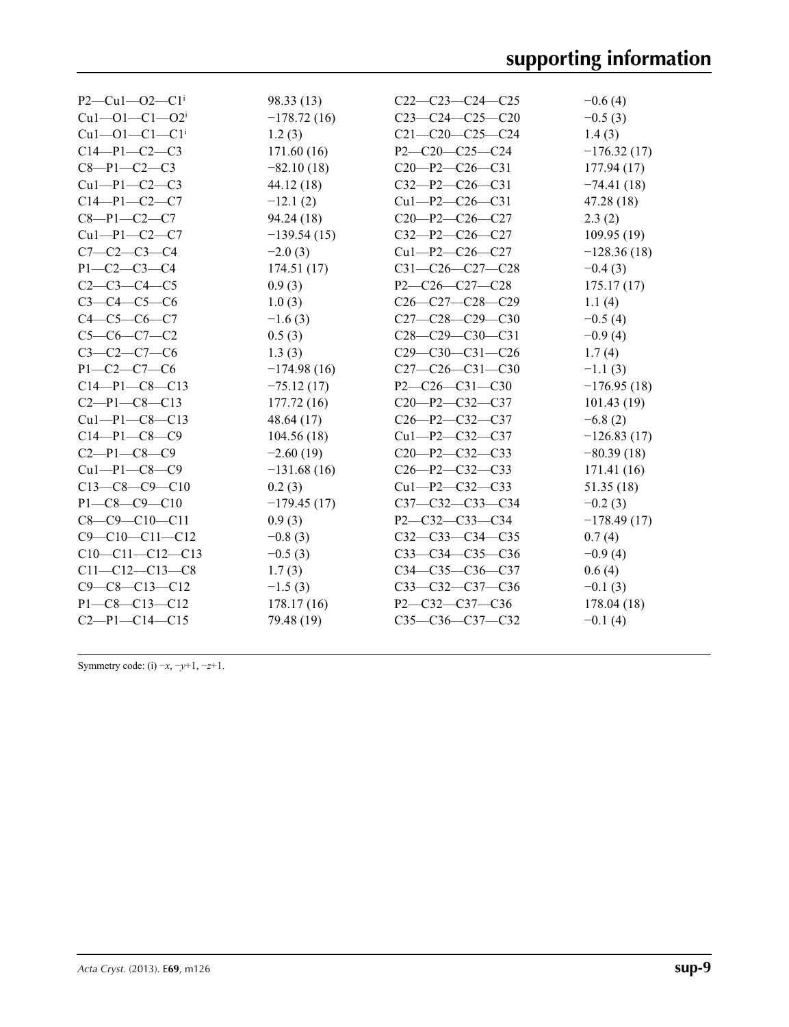| | | | |
|---|---|---|---|
| P2—Cu1—O2—C1$^{i}$ | 98.33 (13) | C22—C23—C24—C25 | −0.6 (4) |
| Cu1—O1—C1—O2$^{i}$ | −178.72 (16) | C23—C24—C25—C20 | −0.5 (3) |
| Cu1—O1—C1—C1$^{i}$ | 1.2 (3) | C21—C20—C25—C24 | 1.4 (3) |
| C14—P1—C2—C3 | 171.60 (16) | P2—C20—C25—C24 | −176.32 (17) |
| C8—P1—C2—C3 | −82.10 (18) | C20—P2—C26—C31 | 177.94 (17) |
| Cu1—P1—C2—C3 | 44.12 (18) | C32—P2—C26—C31 | −74.41 (18) |
| C14—P1—C2—C7 | −12.1 (2) | Cu1—P2—C26—C31 | 47.28 (18) |
| C8—P1—C2—C7 | 94.24 (18) | C20—P2—C26—C27 | 2.3 (2) |
| Cu1—P1—C2—C7 | −139.54 (15) | C32—P2—C26—C27 | 109.95 (19) |
| C7—C2—C3—C4 | −2.0 (3) | Cu1—P2—C26—C27 | −128.36 (18) |
| P1—C2—C3—C4 | 174.51 (17) | C31—C26—C27—C28 | −0.4 (3) |
| C2—C3—C4—C5 | 0.9 (3) | P2—C26—C27—C28 | 175.17 (17) |
| C3—C4—C5—C6 | 1.0 (3) | C26—C27—C28—C29 | 1.1 (4) |
| C4—C5—C6—C7 | −1.6 (3) | C27—C28—C29—C30 | −0.5 (4) |
| C5—C6—C7—C2 | 0.5 (3) | C28—C29—C30—C31 | −0.9 (4) |
| C3—C2—C7—C6 | 1.3 (3) | C29—C30—C31—C26 | 1.7 (4) |
| P1—C2—C7—C6 | −174.98 (16) | C27—C26—C31—C30 | −1.1 (3) |
| C14—P1—C8—C13 | −75.12 (17) | P2—C26—C31—C30 | −176.95 (18) |
| C2—P1—C8—C13 | 177.72 (16) | C20—P2—C32—C37 | 101.43 (19) |
| Cu1—P1—C8—C13 | 48.64 (17) | C26—P2—C32—C37 | −6.8 (2) |
| C14—P1—C8—C9 | 104.56 (18) | Cu1—P2—C32—C37 | −126.83 (17) |
| C2—P1—C8—C9 | −2.60 (19) | C20—P2—C32—C33 | −80.39 (18) |
| Cu1—P1—C8—C9 | −131.68 (16) | C26—P2—C32—C33 | 171.41 (16) |
| C13—C8—C9—C10 | 0.2 (3) | Cu1—P2—C32—C33 | 51.35 (18) |
| P1—C8—C9—C10 | −179.45 (17) | C37—C32—C33—C34 | −0.2 (3) |
| C8—C9—C10—C11 | 0.9 (3) | P2—C32—C33—C34 | −178.49 (17) |
| C9—C10—C11—C12 | −0.8 (3) | C32—C33—C34—C35 | 0.7 (4) |
| C10—C11—C12—C13 | −0.5 (3) | C33—C34—C35—C36 | −0.9 (4) |
| C11—C12—C13—C8 | 1.7 (3) | C34—C35—C36—C37 | 0.6 (4) |
| C9—C8—C13—C12 | −1.5 (3) | C33—C32—C37—C36 | −0.1 (3) |
| P1—C8—C13—C12 | 178.17 (16) | P2—C32—C37—C36 | 178.04 (18) |
| C2—P1—C14—C15 | 79.48 (19) | C35—C36—C37—C32 | −0.1 (4) |

Symmetry code: (i) $-x, -y+1, -z+1$.